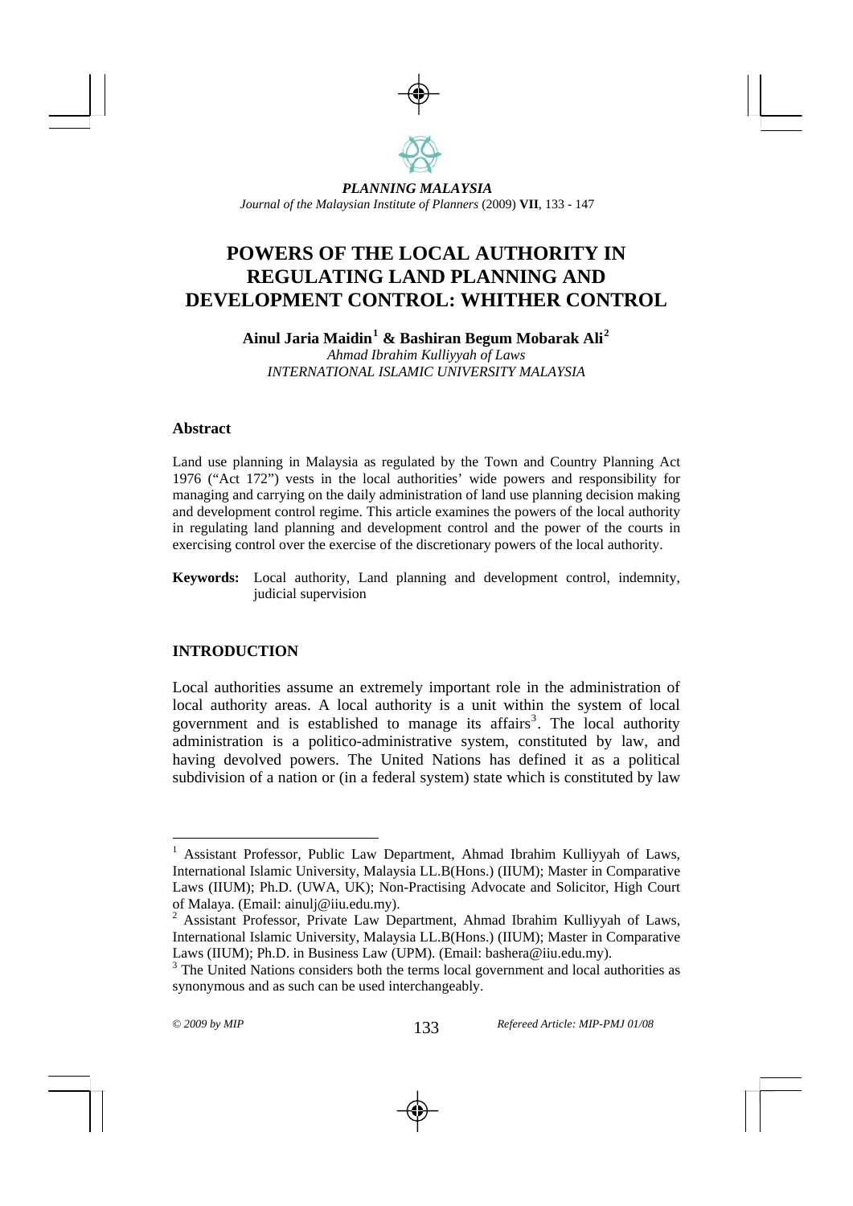*PLANNING MALAYSIA*
*Journal of the Malaysian Institute of Planners* (2009) **VII**, 133 - 147

# POWERS OF THE LOCAL AUTHORITY IN REGULATING LAND PLANNING AND DEVELOPMENT CONTROL: WHITHER CONTROL

**Ainul Jaria Maidin[1] & Bashiran Begum Mobarak Ali[2]**
*Ahmad Ibrahim Kulliyyah of Laws*
*INTERNATIONAL ISLAMIC UNIVERSITY MALAYSIA*

### Abstract

Land use planning in Malaysia as regulated by the Town and Country Planning Act 1976 ("Act 172") vests in the local authorities' wide powers and responsibility for managing and carrying on the daily administration of land use planning decision making and development control regime. This article examines the powers of the local authority in regulating land planning and development control and the power of the courts in exercising control over the exercise of the discretionary powers of the local authority.

**Keywords:** Local authority, Land planning and development control, indemnity, judicial supervision

## INTRODUCTION

Local authorities assume an extremely important role in the administration of local authority areas. A local authority is a unit within the system of local government and is established to manage its affairs[3]. The local authority administration is a politico-administrative system, constituted by law, and having devolved powers. The United Nations has defined it as a political subdivision of a nation or (in a federal system) state which is constituted by law

---

[1] Assistant Professor, Public Law Department, Ahmad Ibrahim Kulliyyah of Laws, International Islamic University, Malaysia LL.B(Hons.) (IIUM); Master in Comparative Laws (IIUM); Ph.D. (UWA, UK); Non-Practising Advocate and Solicitor, High Court of Malaya. (Email: ainulj@iiu.edu.my).

[2] Assistant Professor, Private Law Department, Ahmad Ibrahim Kulliyyah of Laws, International Islamic University, Malaysia LL.B(Hons.) (IIUM); Master in Comparative Laws (IIUM); Ph.D. in Business Law (UPM). (Email: bashera@iiu.edu.my).

[3] The United Nations considers both the terms local government and local authorities as synonymous and as such can be used interchangeably.

*© 2009 by MIP* *Refereed Article: MIP-PMJ 01/08*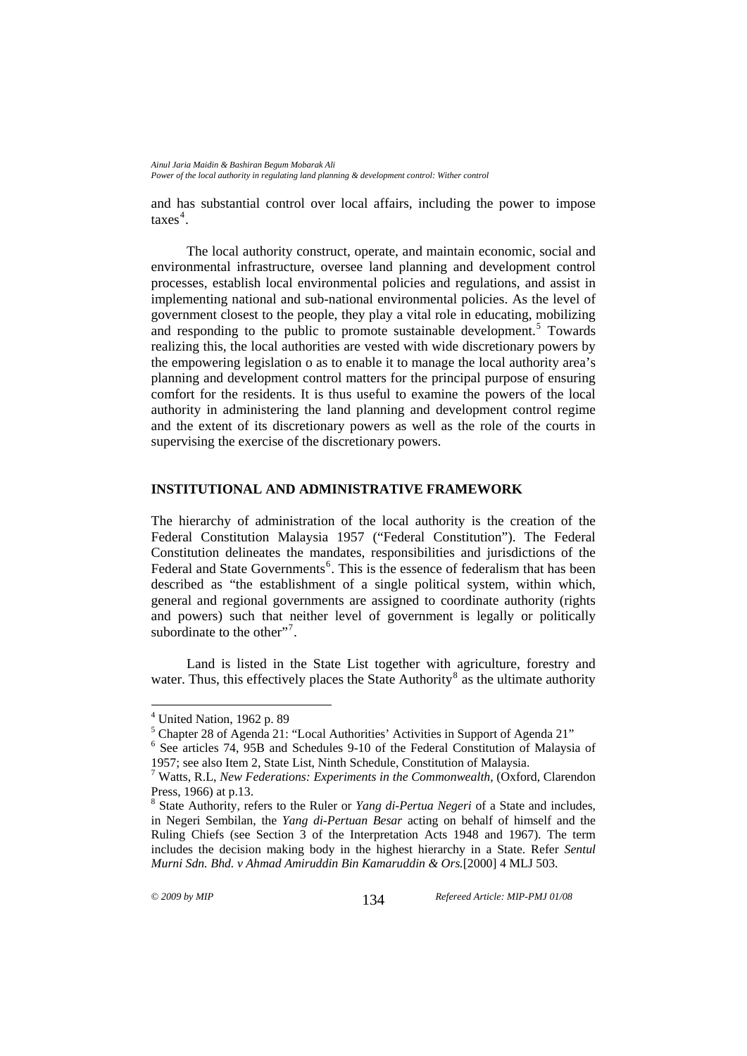and has substantial control over local affairs, including the power to impose taxes[4].

The local authority construct, operate, and maintain economic, social and environmental infrastructure, oversee land planning and development control processes, establish local environmental policies and regulations, and assist in implementing national and sub-national environmental policies. As the level of government closest to the people, they play a vital role in educating, mobilizing and responding to the public to promote sustainable development.[5] Towards realizing this, the local authorities are vested with wide discretionary powers by the empowering legislation o as to enable it to manage the local authority area's planning and development control matters for the principal purpose of ensuring comfort for the residents. It is thus useful to examine the powers of the local authority in administering the land planning and development control regime and the extent of its discretionary powers as well as the role of the courts in supervising the exercise of the discretionary powers.

## INSTITUTIONAL AND ADMINISTRATIVE FRAMEWORK

The hierarchy of administration of the local authority is the creation of the Federal Constitution Malaysia 1957 ("Federal Constitution"). The Federal Constitution delineates the mandates, responsibilities and jurisdictions of the Federal and State Governments[6]. This is the essence of federalism that has been described as "the establishment of a single political system, within which, general and regional governments are assigned to coordinate authority (rights and powers) such that neither level of government is legally or politically subordinate to the other"[7].

Land is listed in the State List together with agriculture, forestry and water. Thus, this effectively places the State Authority[8] as the ultimate authority

---

[4] United Nation, 1962 p. 89

[5] Chapter 28 of Agenda 21: "Local Authorities' Activities in Support of Agenda 21"

[6] See articles 74, 95B and Schedules 9-10 of the Federal Constitution of Malaysia of 1957; see also Item 2, State List, Ninth Schedule, Constitution of Malaysia.

[7] Watts, R.L, *New Federations: Experiments in the Commonwealth*, (Oxford, Clarendon Press, 1966) at p.13.

[8] State Authority, refers to the Ruler or *Yang di-Pertua Negeri* of a State and includes, in Negeri Sembilan, the *Yang di-Pertuan Besar* acting on behalf of himself and the Ruling Chiefs (see Section 3 of the Interpretation Acts 1948 and 1967). The term includes the decision making body in the highest hierarchy in a State. Refer *Sentul Murni Sdn. Bhd. v Ahmad Amiruddin Bin Kamaruddin & Ors.*[2000] 4 MLJ 503.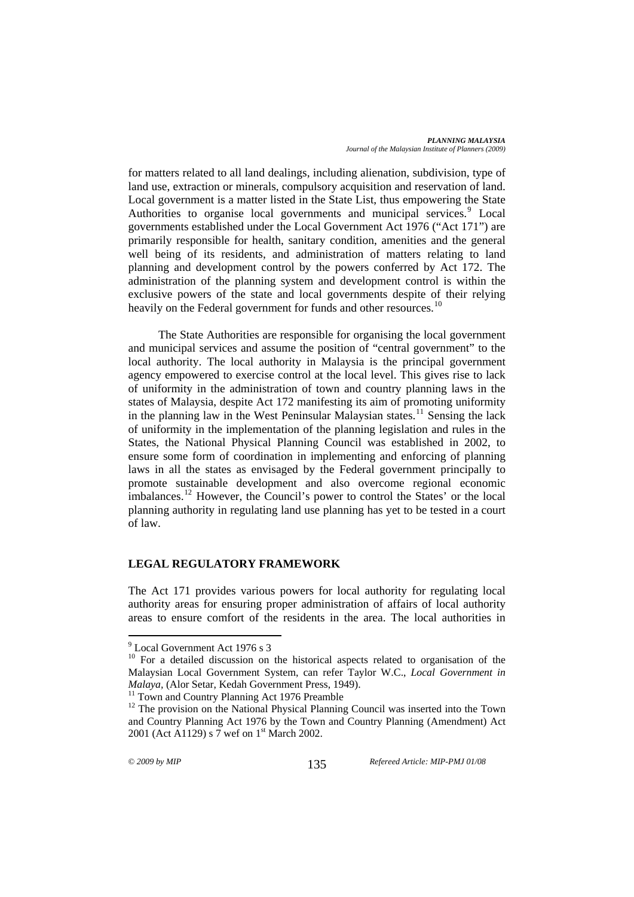for matters related to all land dealings, including alienation, subdivision, type of land use, extraction or minerals, compulsory acquisition and reservation of land. Local government is a matter listed in the State List, thus empowering the State Authorities to organise local governments and municipal services.[9] Local governments established under the Local Government Act 1976 ("Act 171") are primarily responsible for health, sanitary condition, amenities and the general well being of its residents, and administration of matters relating to land planning and development control by the powers conferred by Act 172. The administration of the planning system and development control is within the exclusive powers of the state and local governments despite of their relying heavily on the Federal government for funds and other resources.[10]

The State Authorities are responsible for organising the local government and municipal services and assume the position of "central government" to the local authority. The local authority in Malaysia is the principal government agency empowered to exercise control at the local level. This gives rise to lack of uniformity in the administration of town and country planning laws in the states of Malaysia, despite Act 172 manifesting its aim of promoting uniformity in the planning law in the West Peninsular Malaysian states.[11] Sensing the lack of uniformity in the implementation of the planning legislation and rules in the States, the National Physical Planning Council was established in 2002, to ensure some form of coordination in implementing and enforcing of planning laws in all the states as envisaged by the Federal government principally to promote sustainable development and also overcome regional economic imbalances.[12] However, the Council's power to control the States' or the local planning authority in regulating land use planning has yet to be tested in a court of law.

## LEGAL REGULATORY FRAMEWORK

The Act 171 provides various powers for local authority for regulating local authority areas for ensuring proper administration of affairs of local authority areas to ensure comfort of the residents in the area. The local authorities in

---

[9] Local Government Act 1976 s 3

[10] For a detailed discussion on the historical aspects related to organisation of the Malaysian Local Government System, can refer Taylor W.C., *Local Government in Malaya*, (Alor Setar, Kedah Government Press, 1949).

[11] Town and Country Planning Act 1976 Preamble

[12] The provision on the National Physical Planning Council was inserted into the Town and Country Planning Act 1976 by the Town and Country Planning (Amendment) Act 2001 (Act A1129) s 7 wef on 1st March 2002.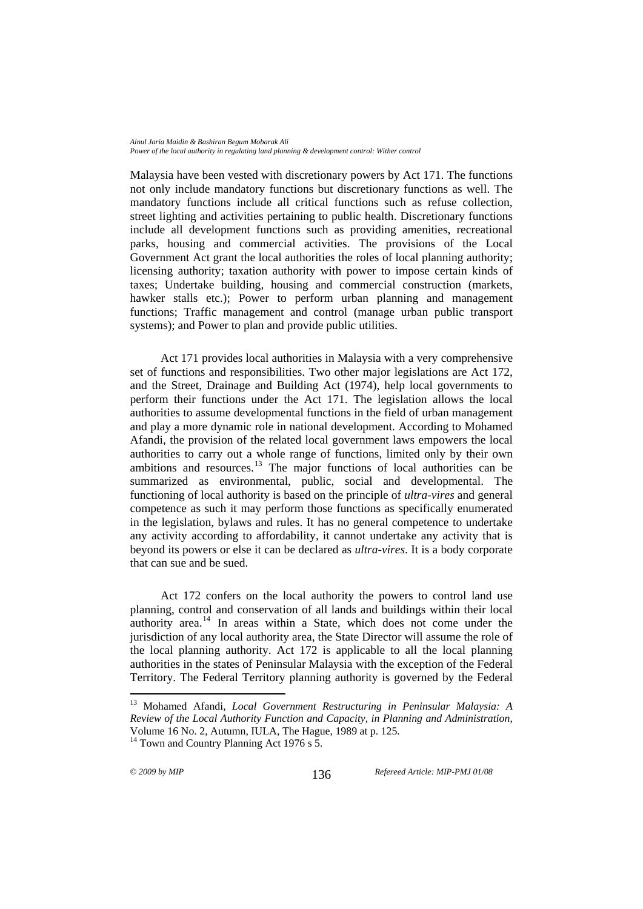Malaysia have been vested with discretionary powers by Act 171. The functions not only include mandatory functions but discretionary functions as well. The mandatory functions include all critical functions such as refuse collection, street lighting and activities pertaining to public health. Discretionary functions include all development functions such as providing amenities, recreational parks, housing and commercial activities. The provisions of the Local Government Act grant the local authorities the roles of local planning authority; licensing authority; taxation authority with power to impose certain kinds of taxes; Undertake building, housing and commercial construction (markets, hawker stalls etc.); Power to perform urban planning and management functions; Traffic management and control (manage urban public transport systems); and Power to plan and provide public utilities.

Act 171 provides local authorities in Malaysia with a very comprehensive set of functions and responsibilities. Two other major legislations are Act 172, and the Street, Drainage and Building Act (1974), help local governments to perform their functions under the Act 171. The legislation allows the local authorities to assume developmental functions in the field of urban management and play a more dynamic role in national development. According to Mohamed Afandi, the provision of the related local government laws empowers the local authorities to carry out a whole range of functions, limited only by their own ambitions and resources.[13] The major functions of local authorities can be summarized as environmental, public, social and developmental. The functioning of local authority is based on the principle of *ultra-vires* and general competence as such it may perform those functions as specifically enumerated in the legislation, bylaws and rules. It has no general competence to undertake any activity according to affordability, it cannot undertake any activity that is beyond its powers or else it can be declared as *ultra-vires*. It is a body corporate that can sue and be sued.

Act 172 confers on the local authority the powers to control land use planning, control and conservation of all lands and buildings within their local authority area.[14] In areas within a State, which does not come under the jurisdiction of any local authority area, the State Director will assume the role of the local planning authority. Act 172 is applicable to all the local planning authorities in the states of Peninsular Malaysia with the exception of the Federal Territory. The Federal Territory planning authority is governed by the Federal

---

[13] Mohamed Afandi, *Local Government Restructuring in Peninsular Malaysia: A Review of the Local Authority Function and Capacity, in Planning and Administration*, Volume 16 No. 2, Autumn, IULA, The Hague, 1989 at p. 125.

[14] Town and Country Planning Act 1976 s 5.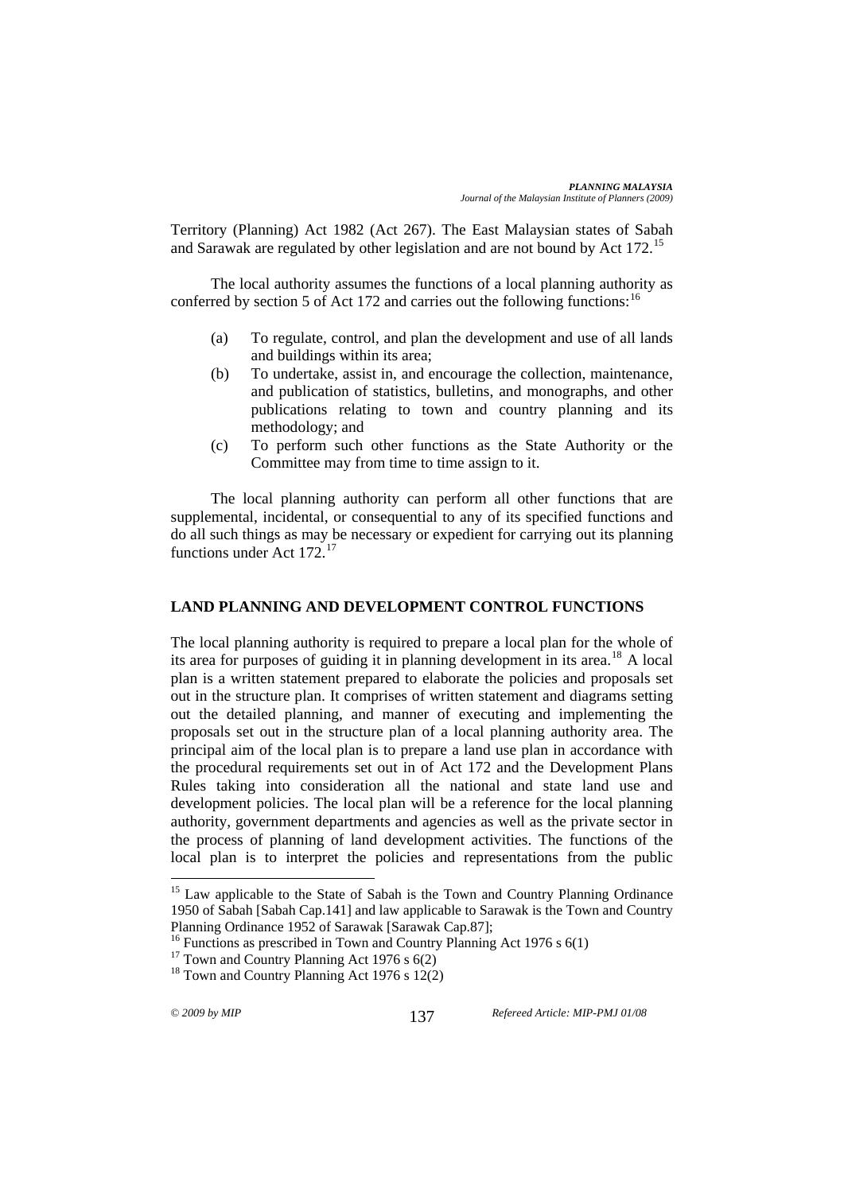Territory (Planning) Act 1982 (Act 267). The East Malaysian states of Sabah and Sarawak are regulated by other legislation and are not bound by Act 172.[15]

The local authority assumes the functions of a local planning authority as conferred by section 5 of Act 172 and carries out the following functions:[16]

(a) To regulate, control, and plan the development and use of all lands and buildings within its area;
(b) To undertake, assist in, and encourage the collection, maintenance, and publication of statistics, bulletins, and monographs, and other publications relating to town and country planning and its methodology; and
(c) To perform such other functions as the State Authority or the Committee may from time to time assign to it.

The local planning authority can perform all other functions that are supplemental, incidental, or consequential to any of its specified functions and do all such things as may be necessary or expedient for carrying out its planning functions under Act 172.[17]

## LAND PLANNING AND DEVELOPMENT CONTROL FUNCTIONS

The local planning authority is required to prepare a local plan for the whole of its area for purposes of guiding it in planning development in its area.[18] A local plan is a written statement prepared to elaborate the policies and proposals set out in the structure plan. It comprises of written statement and diagrams setting out the detailed planning, and manner of executing and implementing the proposals set out in the structure plan of a local planning authority area. The principal aim of the local plan is to prepare a land use plan in accordance with the procedural requirements set out in of Act 172 and the Development Plans Rules taking into consideration all the national and state land use and development policies. The local plan will be a reference for the local planning authority, government departments and agencies as well as the private sector in the process of planning of land development activities. The functions of the local plan is to interpret the policies and representations from the public

---

[15] Law applicable to the State of Sabah is the Town and Country Planning Ordinance 1950 of Sabah [Sabah Cap.141] and law applicable to Sarawak is the Town and Country Planning Ordinance 1952 of Sarawak [Sarawak Cap.87];

[16] Functions as prescribed in Town and Country Planning Act 1976 s 6(1)

[17] Town and Country Planning Act 1976 s 6(2)

[18] Town and Country Planning Act 1976 s 12(2)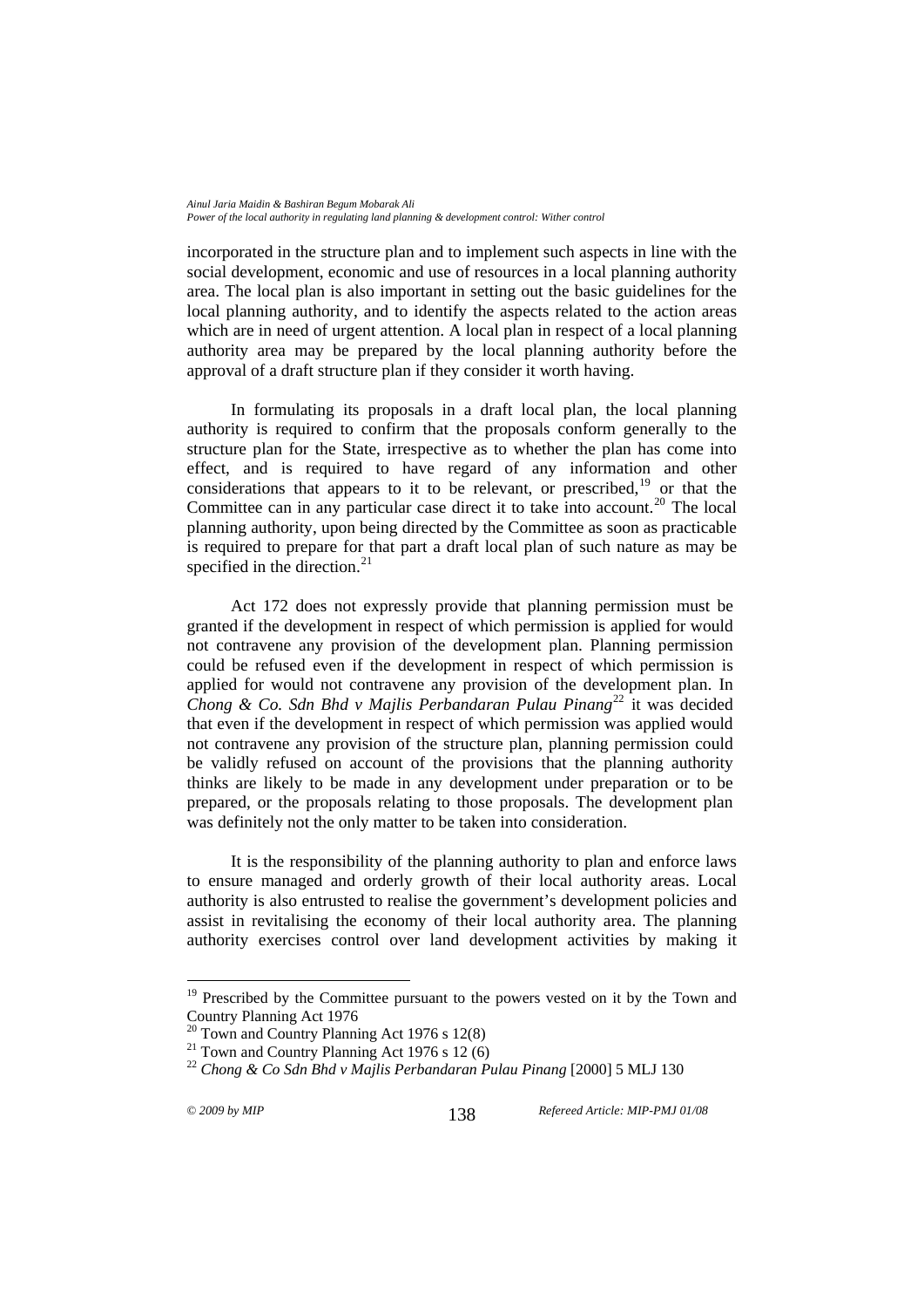incorporated in the structure plan and to implement such aspects in line with the social development, economic and use of resources in a local planning authority area. The local plan is also important in setting out the basic guidelines for the local planning authority, and to identify the aspects related to the action areas which are in need of urgent attention. A local plan in respect of a local planning authority area may be prepared by the local planning authority before the approval of a draft structure plan if they consider it worth having.

In formulating its proposals in a draft local plan, the local planning authority is required to confirm that the proposals conform generally to the structure plan for the State, irrespective as to whether the plan has come into effect, and is required to have regard of any information and other considerations that appears to it to be relevant, or prescribed,[19] or that the Committee can in any particular case direct it to take into account.[20] The local planning authority, upon being directed by the Committee as soon as practicable is required to prepare for that part a draft local plan of such nature as may be specified in the direction.[21]

Act 172 does not expressly provide that planning permission must be granted if the development in respect of which permission is applied for would not contravene any provision of the development plan. Planning permission could be refused even if the development in respect of which permission is applied for would not contravene any provision of the development plan. In *Chong & Co. Sdn Bhd v Majlis Perbandaran Pulau Pinang*[22] it was decided that even if the development in respect of which permission was applied would not contravene any provision of the structure plan, planning permission could be validly refused on account of the provisions that the planning authority thinks are likely to be made in any development under preparation or to be prepared, or the proposals relating to those proposals. The development plan was definitely not the only matter to be taken into consideration.

It is the responsibility of the planning authority to plan and enforce laws to ensure managed and orderly growth of their local authority areas. Local authority is also entrusted to realise the government's development policies and assist in revitalising the economy of their local authority area. The planning authority exercises control over land development activities by making it

---

[19] Prescribed by the Committee pursuant to the powers vested on it by the Town and Country Planning Act 1976

[20] Town and Country Planning Act 1976 s 12(8)

[21] Town and Country Planning Act 1976 s 12 (6)

[22] *Chong & Co Sdn Bhd v Majlis Perbandaran Pulau Pinang* [2000] 5 MLJ 130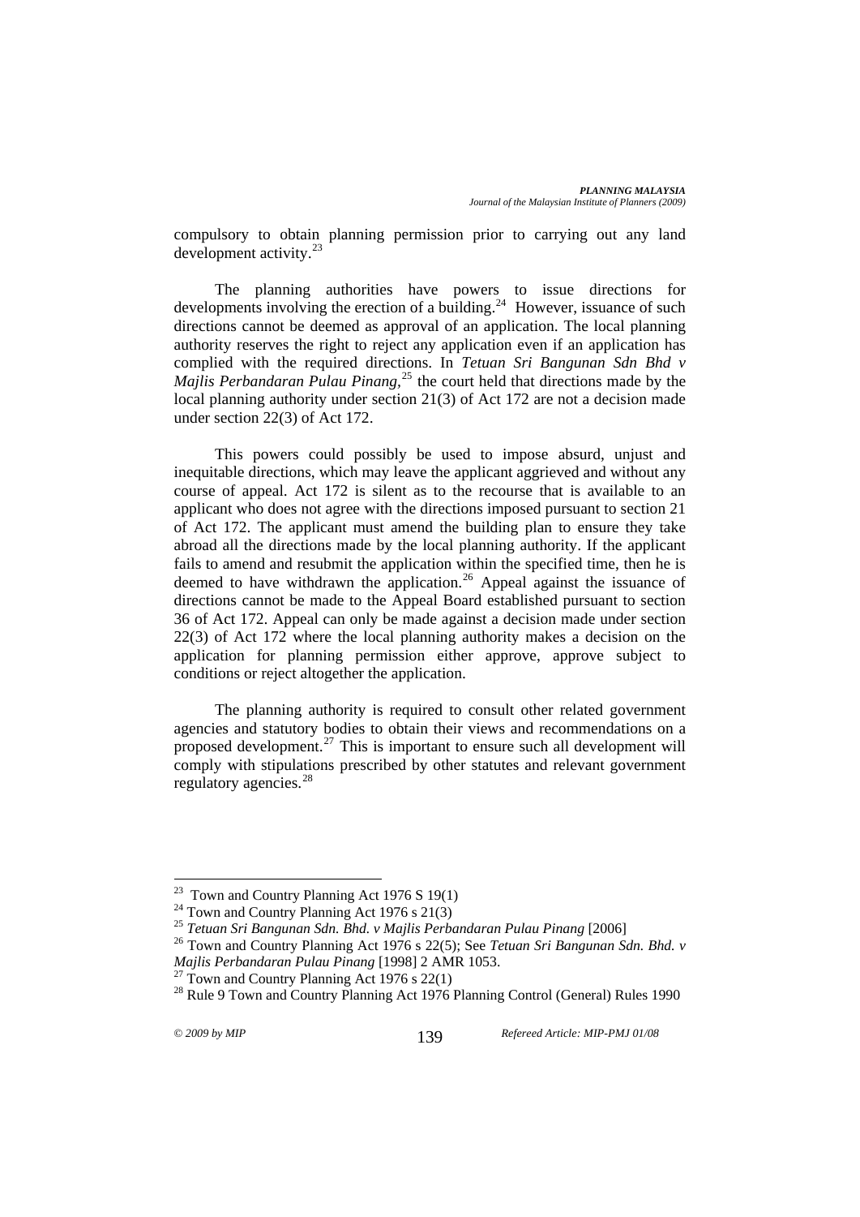compulsory to obtain planning permission prior to carrying out any land development activity.[23]

The planning authorities have powers to issue directions for developments involving the erection of a building.[24] However, issuance of such directions cannot be deemed as approval of an application. The local planning authority reserves the right to reject any application even if an application has complied with the required directions. In *Tetuan Sri Bangunan Sdn Bhd v Majlis Perbandaran Pulau Pinang*,[25] the court held that directions made by the local planning authority under section 21(3) of Act 172 are not a decision made under section 22(3) of Act 172.

This powers could possibly be used to impose absurd, unjust and inequitable directions, which may leave the applicant aggrieved and without any course of appeal. Act 172 is silent as to the recourse that is available to an applicant who does not agree with the directions imposed pursuant to section 21 of Act 172. The applicant must amend the building plan to ensure they take abroad all the directions made by the local planning authority. If the applicant fails to amend and resubmit the application within the specified time, then he is deemed to have withdrawn the application.[26] Appeal against the issuance of directions cannot be made to the Appeal Board established pursuant to section 36 of Act 172. Appeal can only be made against a decision made under section 22(3) of Act 172 where the local planning authority makes a decision on the application for planning permission either approve, approve subject to conditions or reject altogether the application.

The planning authority is required to consult other related government agencies and statutory bodies to obtain their views and recommendations on a proposed development.[27] This is important to ensure such all development will comply with stipulations prescribed by other statutes and relevant government regulatory agencies.[28]

---

[23] Town and Country Planning Act 1976 S 19(1)

[24] Town and Country Planning Act 1976 s 21(3)

[25] *Tetuan Sri Bangunan Sdn. Bhd. v Majlis Perbandaran Pulau Pinang* [2006]

[26] Town and Country Planning Act 1976 s 22(5); See *Tetuan Sri Bangunan Sdn. Bhd. v Majlis Perbandaran Pulau Pinang* [1998] 2 AMR 1053.

[27] Town and Country Planning Act 1976 s 22(1)

[28] Rule 9 Town and Country Planning Act 1976 Planning Control (General) Rules 1990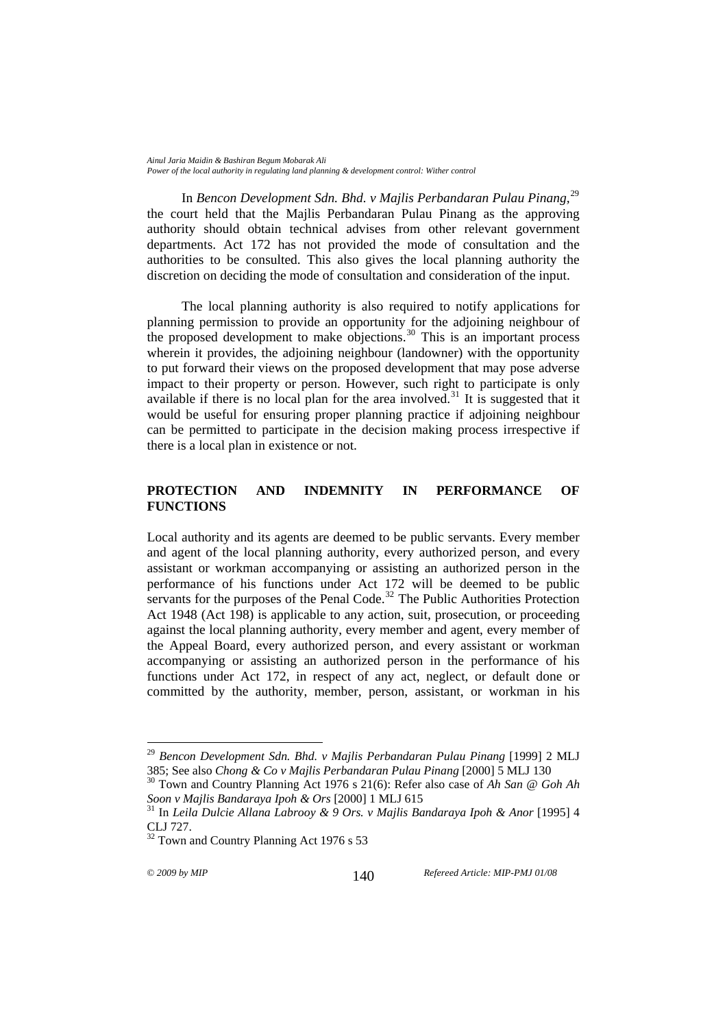In *Bencon Development Sdn. Bhd. v Majlis Perbandaran Pulau Pinang,*[29] the court held that the Majlis Perbandaran Pulau Pinang as the approving authority should obtain technical advises from other relevant government departments. Act 172 has not provided the mode of consultation and the authorities to be consulted. This also gives the local planning authority the discretion on deciding the mode of consultation and consideration of the input.

The local planning authority is also required to notify applications for planning permission to provide an opportunity for the adjoining neighbour of the proposed development to make objections.[30] This is an important process wherein it provides, the adjoining neighbour (landowner) with the opportunity to put forward their views on the proposed development that may pose adverse impact to their property or person. However, such right to participate is only available if there is no local plan for the area involved.[31] It is suggested that it would be useful for ensuring proper planning practice if adjoining neighbour can be permitted to participate in the decision making process irrespective if there is a local plan in existence or not.

## PROTECTION AND INDEMNITY IN PERFORMANCE OF FUNCTIONS

Local authority and its agents are deemed to be public servants. Every member and agent of the local planning authority, every authorized person, and every assistant or workman accompanying or assisting an authorized person in the performance of his functions under Act 172 will be deemed to be public servants for the purposes of the Penal Code.[32] The Public Authorities Protection Act 1948 (Act 198) is applicable to any action, suit, prosecution, or proceeding against the local planning authority, every member and agent, every member of the Appeal Board, every authorized person, and every assistant or workman accompanying or assisting an authorized person in the performance of his functions under Act 172, in respect of any act, neglect, or default done or committed by the authority, member, person, assistant, or workman in his

---

[29] *Bencon Development Sdn. Bhd. v Majlis Perbandaran Pulau Pinang* [1999] 2 MLJ 385; See also *Chong & Co v Majlis Perbandaran Pulau Pinang* [2000] 5 MLJ 130

[30] Town and Country Planning Act 1976 s 21(6): Refer also case of *Ah San @ Goh Ah Soon v Majlis Bandaraya Ipoh & Ors* [2000] 1 MLJ 615

[31] In *Leila Dulcie Allana Labrooy & 9 Ors. v Majlis Bandaraya Ipoh & Anor* [1995] 4 CLJ 727.

[32] Town and Country Planning Act 1976 s 53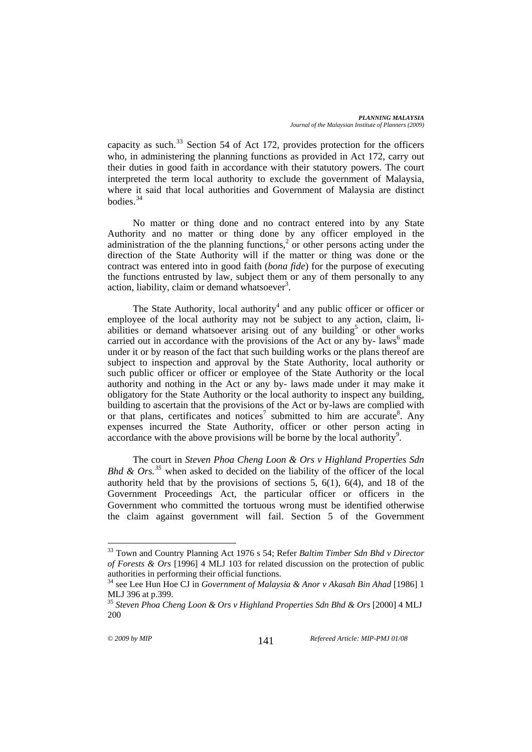capacity as such.[33] Section 54 of Act 172, provides protection for the officers who, in administering the planning functions as provided in Act 172, carry out their duties in good faith in accordance with their statutory powers. The court interpreted the term local authority to exclude the government of Malaysia, where it said that local authorities and Government of Malaysia are distinct bodies.[34]

No matter or thing done and no contract entered into by any State Authority and no matter or thing done by any officer employed in the administration of the the planning functions,[2] or other persons acting under the direction of the State Authority will if the matter or thing was done or the contract was entered into in good faith (*bona fide*) for the purpose of executing the functions entrusted by law, subject them or any of them personally to any action, liability, claim or demand whatsoever[3].

The State Authority, local authority[4] and any public officer or officer or employee of the local authority may not be subject to any action, claim, liabilities or demand whatsoever arising out of any building[5] or other works carried out in accordance with the provisions of the Act or any by- laws[6] made under it or by reason of the fact that such building works or the plans thereof are subject to inspection and approval by the State Authority, local authority or such public officer or officer or employee of the State Authority or the local authority and nothing in the Act or any by- laws made under it may make it obligatory for the State Authority or the local authority to inspect any building, building to ascertain that the provisions of the Act or by-laws are complied with or that plans, certificates and notices[7] submitted to him are accurate[8]. Any expenses incurred the State Authority, officer or other person acting in accordance with the above provisions will be borne by the local authority[9].

The court in *Steven Phoa Cheng Loon & Ors v Highland Properties Sdn Bhd & Ors.*[35] when asked to decided on the liability of the officer of the local authority held that by the provisions of sections 5, 6(1), 6(4), and 18 of the Government Proceedings Act, the particular officer or officers in the Government who committed the tortuous wrong must be identified otherwise the claim against government will fail. Section 5 of the Government

---

[33] Town and Country Planning Act 1976 s 54; Refer *Baltim Timber Sdn Bhd v Director of Forests & Ors* [1996] 4 MLJ 103 for related discussion on the protection of public authorities in performing their official functions.

[34] see Lee Hun Hoe CJ in *Government of Malaysia & Anor v Akasah Bin Ahad* [1986] 1 MLJ 396 at p.399.

[35] *Steven Phoa Cheng Loon & Ors v Highland Properties Sdn Bhd & Ors* [2000] 4 MLJ 200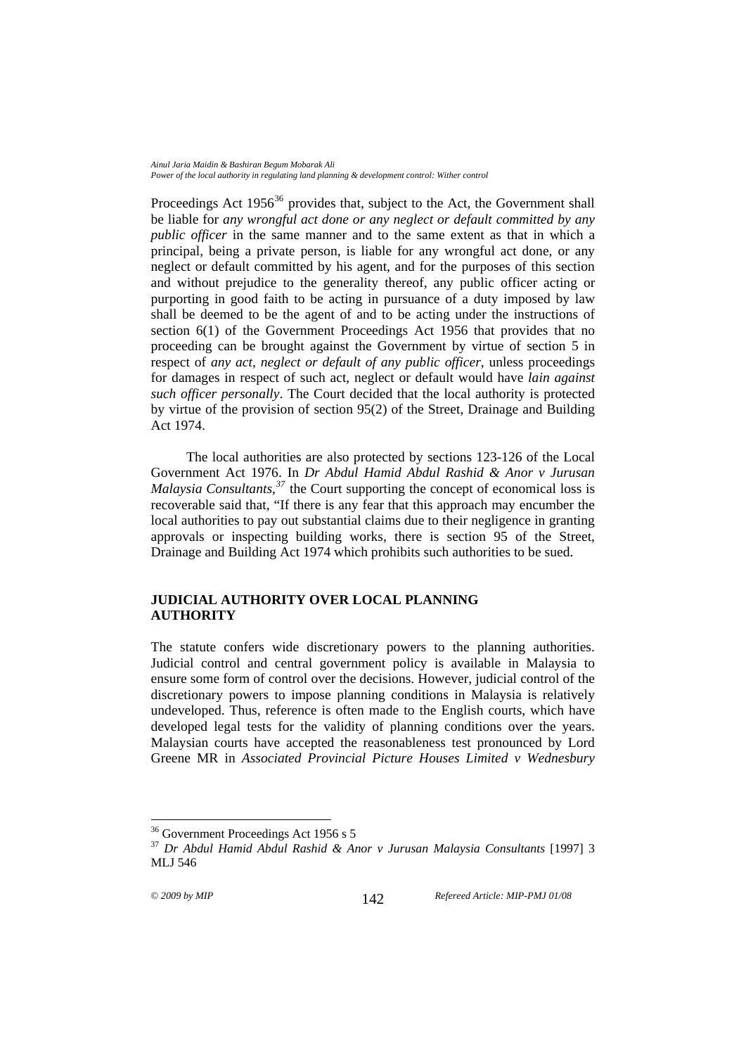Proceedings Act 1956[36] provides that, subject to the Act, the Government shall be liable for *any wrongful act done or any neglect or default committed by any public officer* in the same manner and to the same extent as that in which a principal, being a private person, is liable for any wrongful act done, or any neglect or default committed by his agent, and for the purposes of this section and without prejudice to the generality thereof, any public officer acting or purporting in good faith to be acting in pursuance of a duty imposed by law shall be deemed to be the agent of and to be acting under the instructions of section 6(1) of the Government Proceedings Act 1956 that provides that no proceeding can be brought against the Government by virtue of section 5 in respect of *any act, neglect or default of any public officer*, unless proceedings for damages in respect of such act, neglect or default would have *lain against such officer personally*. The Court decided that the local authority is protected by virtue of the provision of section 95(2) of the Street, Drainage and Building Act 1974.

The local authorities are also protected by sections 123-126 of the Local Government Act 1976. In *Dr Abdul Hamid Abdul Rashid & Anor v Jurusan Malaysia Consultants*,[37] the Court supporting the concept of economical loss is recoverable said that, "If there is any fear that this approach may encumber the local authorities to pay out substantial claims due to their negligence in granting approvals or inspecting building works, there is section 95 of the Street, Drainage and Building Act 1974 which prohibits such authorities to be sued.

## JUDICIAL AUTHORITY OVER LOCAL PLANNING AUTHORITY

The statute confers wide discretionary powers to the planning authorities. Judicial control and central government policy is available in Malaysia to ensure some form of control over the decisions. However, judicial control of the discretionary powers to impose planning conditions in Malaysia is relatively undeveloped. Thus, reference is often made to the English courts, which have developed legal tests for the validity of planning conditions over the years. Malaysian courts have accepted the reasonableness test pronounced by Lord Greene MR in *Associated Provincial Picture Houses Limited v Wednesbury*

---

[36] Government Proceedings Act 1956 s 5

[37] *Dr Abdul Hamid Abdul Rashid & Anor v Jurusan Malaysia Consultants* [1997] 3 MLJ 546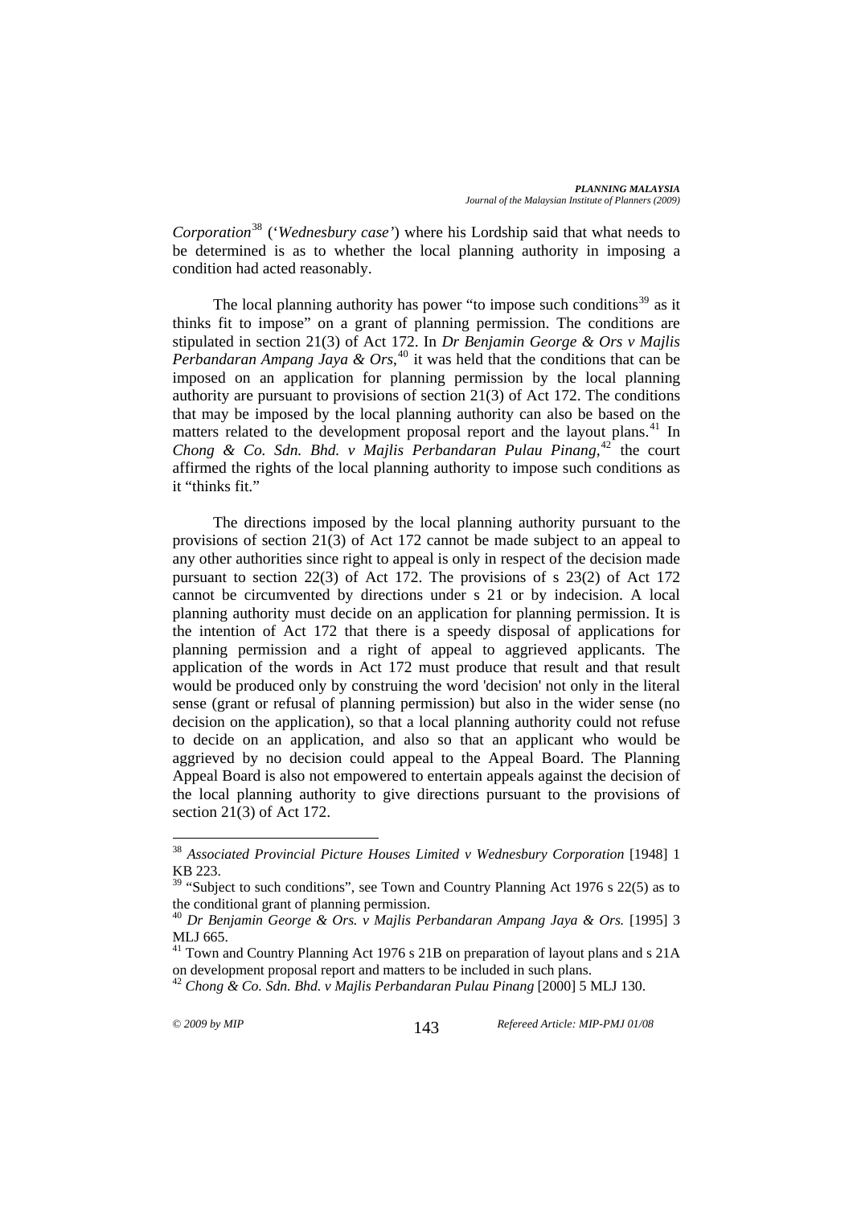*Corporation*[38] ('*Wednesbury case'*) where his Lordship said that what needs to be determined is as to whether the local planning authority in imposing a condition had acted reasonably.

The local planning authority has power "to impose such conditions[39] as it thinks fit to impose" on a grant of planning permission. The conditions are stipulated in section 21(3) of Act 172. In *Dr Benjamin George & Ors v Majlis Perbandaran Ampang Jaya & Ors*,[40] it was held that the conditions that can be imposed on an application for planning permission by the local planning authority are pursuant to provisions of section 21(3) of Act 172. The conditions that may be imposed by the local planning authority can also be based on the matters related to the development proposal report and the layout plans.[41] In *Chong & Co. Sdn. Bhd. v Majlis Perbandaran Pulau Pinang*,[42] the court affirmed the rights of the local planning authority to impose such conditions as it "thinks fit."

The directions imposed by the local planning authority pursuant to the provisions of section 21(3) of Act 172 cannot be made subject to an appeal to any other authorities since right to appeal is only in respect of the decision made pursuant to section 22(3) of Act 172. The provisions of s 23(2) of Act 172 cannot be circumvented by directions under s 21 or by indecision. A local planning authority must decide on an application for planning permission. It is the intention of Act 172 that there is a speedy disposal of applications for planning permission and a right of appeal to aggrieved applicants. The application of the words in Act 172 must produce that result and that result would be produced only by construing the word 'decision' not only in the literal sense (grant or refusal of planning permission) but also in the wider sense (no decision on the application), so that a local planning authority could not refuse to decide on an application, and also so that an applicant who would be aggrieved by no decision could appeal to the Appeal Board. The Planning Appeal Board is also not empowered to entertain appeals against the decision of the local planning authority to give directions pursuant to the provisions of section 21(3) of Act 172.

---

[38] *Associated Provincial Picture Houses Limited v Wednesbury Corporation* [1948] 1 KB 223.

[39] "Subject to such conditions", see Town and Country Planning Act 1976 s 22(5) as to the conditional grant of planning permission.

[40] *Dr Benjamin George & Ors. v Majlis Perbandaran Ampang Jaya & Ors.* [1995] 3 MLJ 665.

[41] Town and Country Planning Act 1976 s 21B on preparation of layout plans and s 21A on development proposal report and matters to be included in such plans.

[42] *Chong & Co. Sdn. Bhd. v Majlis Perbandaran Pulau Pinang* [2000] 5 MLJ 130.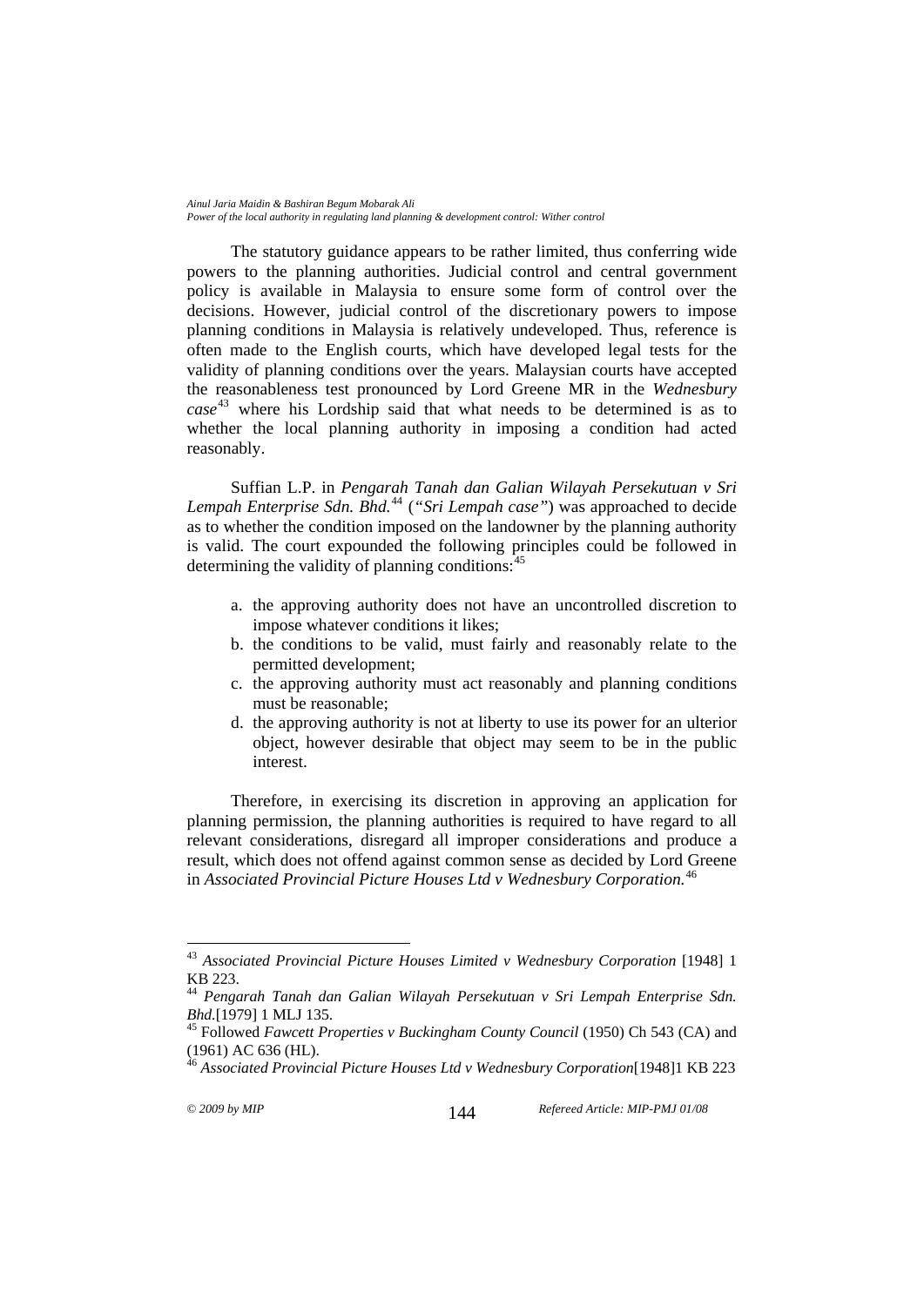The statutory guidance appears to be rather limited, thus conferring wide powers to the planning authorities. Judicial control and central government policy is available in Malaysia to ensure some form of control over the decisions. However, judicial control of the discretionary powers to impose planning conditions in Malaysia is relatively undeveloped. Thus, reference is often made to the English courts, which have developed legal tests for the validity of planning conditions over the years. Malaysian courts have accepted the reasonableness test pronounced by Lord Greene MR in the *Wednesbury case*[43] where his Lordship said that what needs to be determined is as to whether the local planning authority in imposing a condition had acted reasonably.

Suffian L.P. in *Pengarah Tanah dan Galian Wilayah Persekutuan v Sri Lempah Enterprise Sdn. Bhd.*[44] (*"Sri Lempah case"*) was approached to decide as to whether the condition imposed on the landowner by the planning authority is valid. The court expounded the following principles could be followed in determining the validity of planning conditions:[45]

a. the approving authority does not have an uncontrolled discretion to impose whatever conditions it likes;
b. the conditions to be valid, must fairly and reasonably relate to the permitted development;
c. the approving authority must act reasonably and planning conditions must be reasonable;
d. the approving authority is not at liberty to use its power for an ulterior object, however desirable that object may seem to be in the public interest.

Therefore, in exercising its discretion in approving an application for planning permission, the planning authorities is required to have regard to all relevant considerations, disregard all improper considerations and produce a result, which does not offend against common sense as decided by Lord Greene in *Associated Provincial Picture Houses Ltd v Wednesbury Corporation.*[46]

---

[43] *Associated Provincial Picture Houses Limited v Wednesbury Corporation* [1948] 1 KB 223.

[44] *Pengarah Tanah dan Galian Wilayah Persekutuan v Sri Lempah Enterprise Sdn. Bhd.*[1979] 1 MLJ 135.

[45] Followed *Fawcett Properties v Buckingham County Council* (1950) Ch 543 (CA) and (1961) AC 636 (HL).

[46] *Associated Provincial Picture Houses Ltd v Wednesbury Corporation*[1948]1 KB 223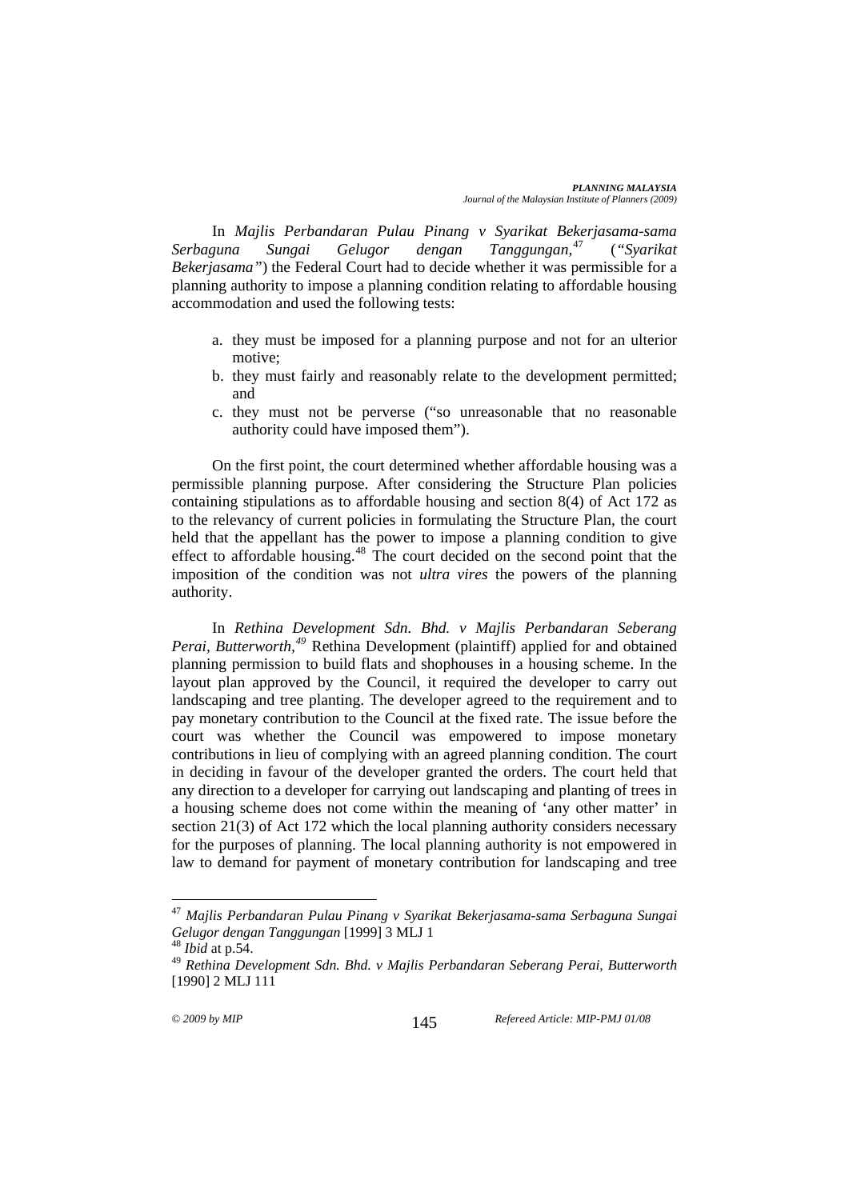In *Majlis Perbandaran Pulau Pinang v Syarikat Bekerjasama-sama Serbaguna Sungai Gelugor dengan Tanggungan,*[47] (*"Syarikat Bekerjasama"*) the Federal Court had to decide whether it was permissible for a planning authority to impose a planning condition relating to affordable housing accommodation and used the following tests:

a. they must be imposed for a planning purpose and not for an ulterior motive;
b. they must fairly and reasonably relate to the development permitted; and
c. they must not be perverse ("so unreasonable that no reasonable authority could have imposed them").

On the first point, the court determined whether affordable housing was a permissible planning purpose. After considering the Structure Plan policies containing stipulations as to affordable housing and section 8(4) of Act 172 as to the relevancy of current policies in formulating the Structure Plan, the court held that the appellant has the power to impose a planning condition to give effect to affordable housing.[48] The court decided on the second point that the imposition of the condition was not *ultra vires* the powers of the planning authority.

In *Rethina Development Sdn. Bhd. v Majlis Perbandaran Seberang Perai, Butterworth,*[49] Rethina Development (plaintiff) applied for and obtained planning permission to build flats and shophouses in a housing scheme. In the layout plan approved by the Council, it required the developer to carry out landscaping and tree planting. The developer agreed to the requirement and to pay monetary contribution to the Council at the fixed rate. The issue before the court was whether the Council was empowered to impose monetary contributions in lieu of complying with an agreed planning condition. The court in deciding in favour of the developer granted the orders. The court held that any direction to a developer for carrying out landscaping and planting of trees in a housing scheme does not come within the meaning of 'any other matter' in section 21(3) of Act 172 which the local planning authority considers necessary for the purposes of planning. The local planning authority is not empowered in law to demand for payment of monetary contribution for landscaping and tree

---

[47] *Majlis Perbandaran Pulau Pinang v Syarikat Bekerjasama-sama Serbaguna Sungai Gelugor dengan Tanggungan* [1999] 3 MLJ 1

[48] *Ibid* at p.54.

[49] *Rethina Development Sdn. Bhd. v Majlis Perbandaran Seberang Perai, Butterworth* [1990] 2 MLJ 111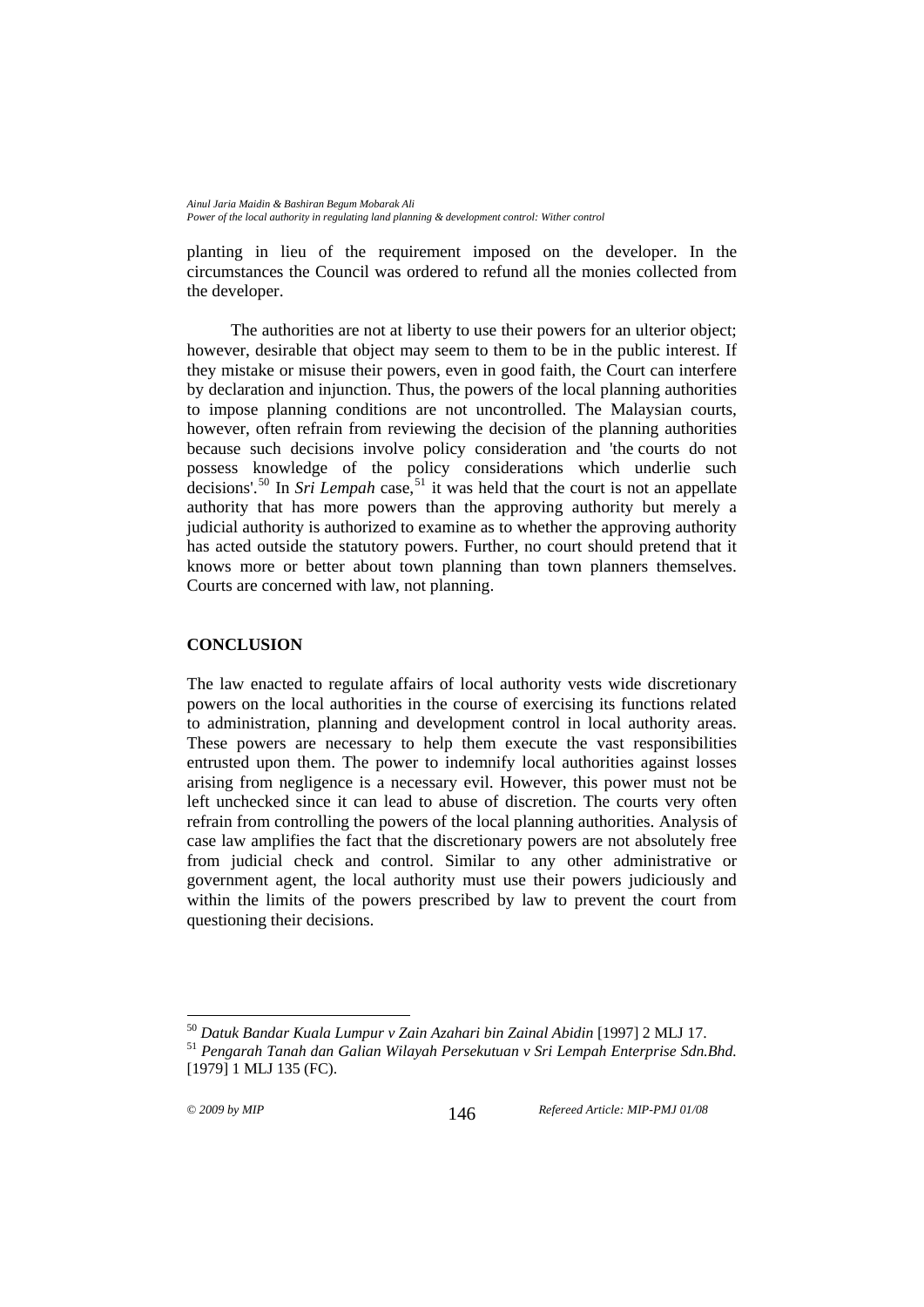planting in lieu of the requirement imposed on the developer. In the circumstances the Council was ordered to refund all the monies collected from the developer.

The authorities are not at liberty to use their powers for an ulterior object; however, desirable that object may seem to them to be in the public interest. If they mistake or misuse their powers, even in good faith, the Court can interfere by declaration and injunction. Thus, the powers of the local planning authorities to impose planning conditions are not uncontrolled. The Malaysian courts, however, often refrain from reviewing the decision of the planning authorities because such decisions involve policy consideration and 'the courts do not possess knowledge of the policy considerations which underlie such decisions'.[50] In *Sri Lempah* case,[51] it was held that the court is not an appellate authority that has more powers than the approving authority but merely a judicial authority is authorized to examine as to whether the approving authority has acted outside the statutory powers. Further, no court should pretend that it knows more or better about town planning than town planners themselves. Courts are concerned with law, not planning.

## CONCLUSION

The law enacted to regulate affairs of local authority vests wide discretionary powers on the local authorities in the course of exercising its functions related to administration, planning and development control in local authority areas. These powers are necessary to help them execute the vast responsibilities entrusted upon them. The power to indemnify local authorities against losses arising from negligence is a necessary evil. However, this power must not be left unchecked since it can lead to abuse of discretion. The courts very often refrain from controlling the powers of the local planning authorities. Analysis of case law amplifies the fact that the discretionary powers are not absolutely free from judicial check and control. Similar to any other administrative or government agent, the local authority must use their powers judiciously and within the limits of the powers prescribed by law to prevent the court from questioning their decisions.

---

[50] *Datuk Bandar Kuala Lumpur v Zain Azahari bin Zainal Abidin* [1997] 2 MLJ 17.

[51] *Pengarah Tanah dan Galian Wilayah Persekutuan v Sri Lempah Enterprise Sdn.Bhd.* [1979] 1 MLJ 135 (FC).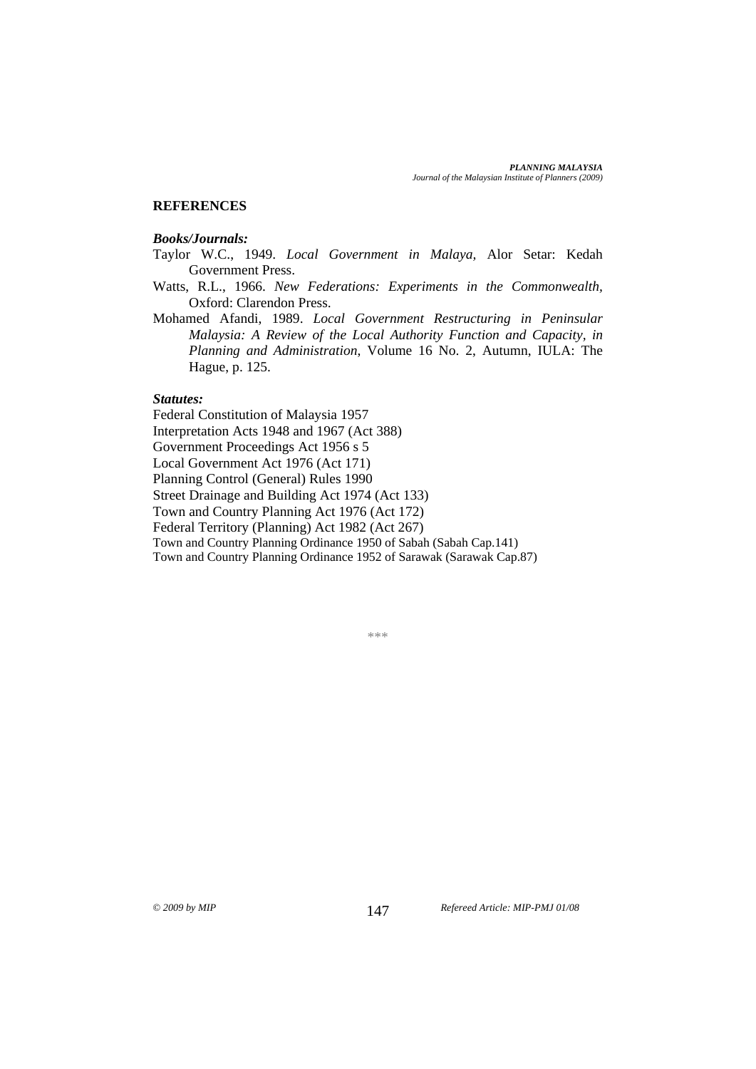## REFERENCES

### *Books/Journals:*

Taylor W.C., 1949. *Local Government in Malaya,* Alor Setar: Kedah Government Press.

Watts, R.L., 1966. *New Federations: Experiments in the Commonwealth,* Oxford: Clarendon Press.

Mohamed Afandi, 1989. *Local Government Restructuring in Peninsular Malaysia: A Review of the Local Authority Function and Capacity, in Planning and Administration*, Volume 16 No. 2, Autumn, IULA: The Hague, p. 125.

### *Statutes:*

Federal Constitution of Malaysia 1957

Interpretation Acts 1948 and 1967 (Act 388)

Government Proceedings Act 1956 s 5

Local Government Act 1976 (Act 171)

Planning Control (General) Rules 1990

Street Drainage and Building Act 1974 (Act 133)

Town and Country Planning Act 1976 (Act 172)

Federal Territory (Planning) Act 1982 (Act 267)

Town and Country Planning Ordinance 1950 of Sabah (Sabah Cap.141)

Town and Country Planning Ordinance 1952 of Sarawak (Sarawak Cap.87)

***